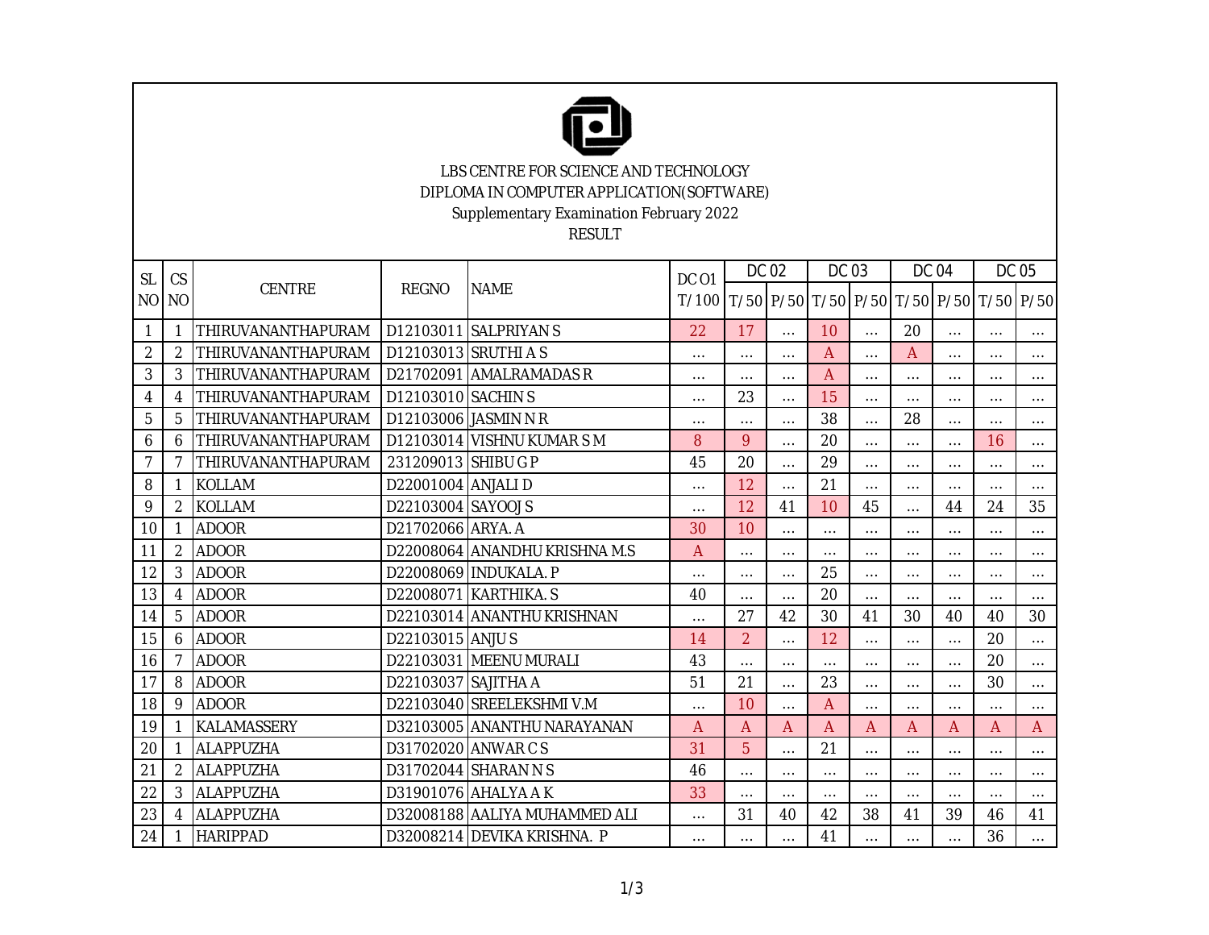LBS CENTRE FOR SCIENCE AND TECHNOLOGY

DIPLOMA IN COMPUTER APPLICATION(SOFTWARE)

Supplementary Examination February 2022

RESULT

| SL NO | CS NO | CENTRE | REGNO | NAME | DC O1 | DC 02 | | DC 03 | | DC 04 | | DC 05 | |
|---|---|---|---|---|---|---|---|---|---|---|---|---|---|
| | | | | | T/100 | T/50 | P/50 | T/50 | P/50 | T/50 | P/50 | T/50 | P/50 |
| 1 | 1 | THIRUVANANTHAPURAM | D12103011 | SALPRIYAN S | 22 | 17 | ... | 10 | ... | 20 | ... | ... | ... |
| 2 | 2 | THIRUVANANTHAPURAM | D12103013 | SRUTHI A S | ... | ... | ... | A | ... | A | ... | ... | ... |
| 3 | 3 | THIRUVANANTHAPURAM | D21702091 | AMALRAMADAS R | ... | ... | ... | A | ... | ... | ... | ... | ... |
| 4 | 4 | THIRUVANANTHAPURAM | D12103010 | SACHIN S | ... | 23 | ... | 15 | ... | ... | ... | ... | ... |
| 5 | 5 | THIRUVANANTHAPURAM | D12103006 | JASMIN N R | ... | ... | ... | 38 | ... | 28 | ... | ... | ... |
| 6 | 6 | THIRUVANANTHAPURAM | D12103014 | VISHNU KUMAR S M | 8 | 9 | ... | 20 | ... | ... | ... | 16 | ... |
| 7 | 7 | THIRUVANANTHAPURAM | 231209013 | SHIBU G P | 45 | 20 | ... | 29 | ... | ... | ... | ... | ... |
| 8 | 1 | KOLLAM | D22001004 | ANJALI D | ... | 12 | ... | 21 | ... | ... | ... | ... | ... |
| 9 | 2 | KOLLAM | D22103004 | SAYOOJ S | ... | 12 | 41 | 10 | 45 | ... | 44 | 24 | 35 |
| 10 | 1 | ADOOR | D21702066 | ARYA. A | 30 | 10 | ... | ... | ... | ... | ... | ... | ... |
| 11 | 2 | ADOOR | D22008064 | ANANDHU KRISHNA M.S | A | ... | ... | ... | ... | ... | ... | ... | ... |
| 12 | 3 | ADOOR | D22008069 | INDUKALA. P | ... | ... | ... | 25 | ... | ... | ... | ... | ... |
| 13 | 4 | ADOOR | D22008071 | KARTHIKA. S | 40 | ... | ... | 20 | ... | ... | ... | ... | ... |
| 14 | 5 | ADOOR | D22103014 | ANANTHU KRISHNAN | ... | 27 | 42 | 30 | 41 | 30 | 40 | 40 | 30 |
| 15 | 6 | ADOOR | D22103015 | ANJU S | 14 | 2 | ... | 12 | ... | ... | ... | 20 | ... |
| 16 | 7 | ADOOR | D22103031 | MEENU MURALI | 43 | ... | ... | ... | ... | ... | ... | 20 | ... |
| 17 | 8 | ADOOR | D22103037 | SAJITHA A | 51 | 21 | ... | 23 | ... | ... | ... | 30 | ... |
| 18 | 9 | ADOOR | D22103040 | SREELEKSHMI V.M | ... | 10 | ... | A | ... | ... | ... | ... | ... |
| 19 | 1 | KALAMASSERY | D32103005 | ANANTHU NARAYANAN | A | A | A | A | A | A | A | A | A |
| 20 | 1 | ALAPPUZHA | D31702020 | ANWAR C S | 31 | 5 | ... | 21 | ... | ... | ... | ... | ... |
| 21 | 2 | ALAPPUZHA | D31702044 | SHARAN N S | 46 | ... | ... | ... | ... | ... | ... | ... | ... |
| 22 | 3 | ALAPPUZHA | D31901076 | AHALYA A K | 33 | ... | ... | ... | ... | ... | ... | ... | ... |
| 23 | 4 | ALAPPUZHA | D32008188 | AALIYA MUHAMMED ALI | ... | 31 | 40 | 42 | 38 | 41 | 39 | 46 | 41 |
| 24 | 1 | HARIPPAD | D32008214 | DEVIKA KRISHNA. P | ... | ... | ... | 41 | ... | ... | ... | 36 | ... |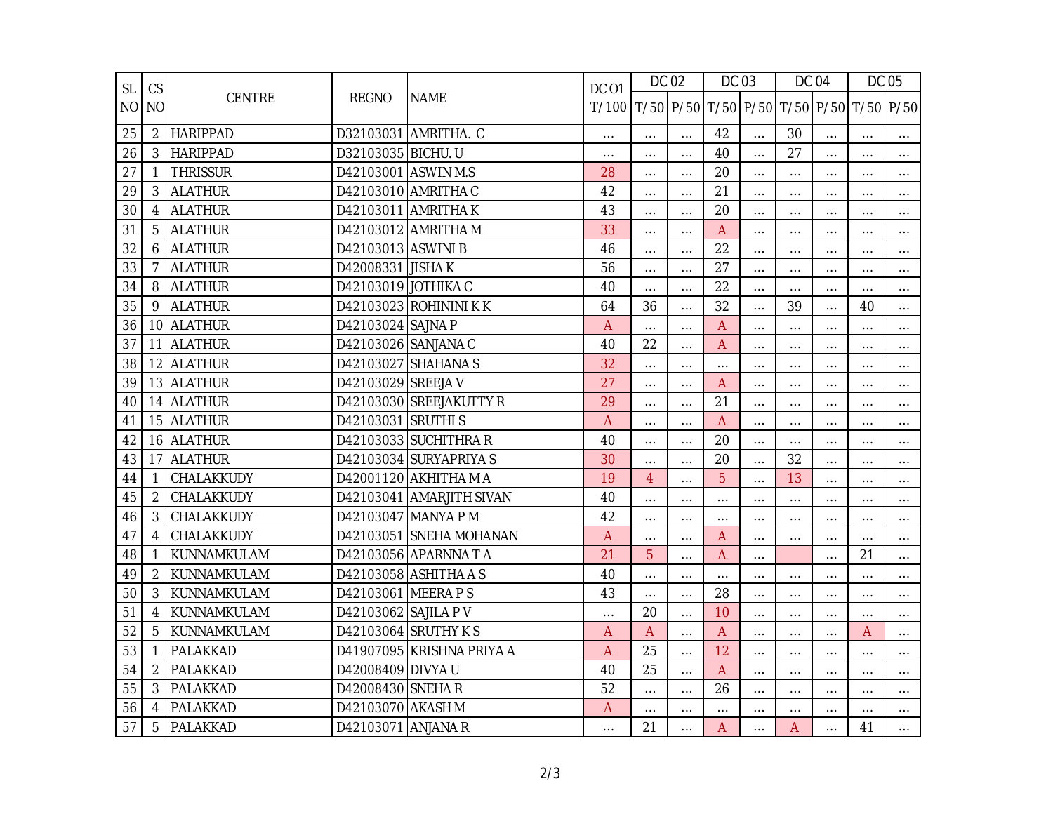| SL NO | CS NO | CENTRE | REGNO | NAME | DC O1 | DC 02 | | DC 03 | | DC 04 | | DC 05 | |
|---|---|---|---|---|---|---|---|---|---|---|---|---|---|
| | | | | | T/100 | T/50 | P/50 | T/50 | P/50 | T/50 | P/50 | T/50 | P/50 |
| 25 | 2 | HARIPPAD | D32103031 | AMRITHA. C | ... | ... | ... | 42 | ... | 30 | ... | ... | ... |
| 26 | 3 | HARIPPAD | D32103035 | BICHU. U | ... | ... | ... | 40 | ... | 27 | ... | ... | ... |
| 27 | 1 | THRISSUR | D42103001 | ASWIN M.S | 28 | ... | ... | 20 | ... | ... | ... | ... | ... |
| 29 | 3 | ALATHUR | D42103010 | AMRITHA C | 42 | ... | ... | 21 | ... | ... | ... | ... | ... |
| 30 | 4 | ALATHUR | D42103011 | AMRITHA K | 43 | ... | ... | 20 | ... | ... | ... | ... | ... |
| 31 | 5 | ALATHUR | D42103012 | AMRITHA M | 33 | ... | ... | A | ... | ... | ... | ... | ... |
| 32 | 6 | ALATHUR | D42103013 | ASWINI B | 46 | ... | ... | 22 | ... | ... | ... | ... | ... |
| 33 | 7 | ALATHUR | D42008331 | JISHA K | 56 | ... | ... | 27 | ... | ... | ... | ... | ... |
| 34 | 8 | ALATHUR | D42103019 | JOTHIKA C | 40 | ... | ... | 22 | ... | ... | ... | ... | ... |
| 35 | 9 | ALATHUR | D42103023 | ROHININI K K | 64 | 36 | ... | 32 | ... | 39 | ... | 40 | ... |
| 36 | 10 | ALATHUR | D42103024 | SAJNA P | A | ... | ... | A | ... | ... | ... | ... | ... |
| 37 | 11 | ALATHUR | D42103026 | SANJANA C | 40 | 22 | ... | A | ... | ... | ... | ... | ... |
| 38 | 12 | ALATHUR | D42103027 | SHAHANA S | 32 | ... | ... | ... | ... | ... | ... | ... | ... |
| 39 | 13 | ALATHUR | D42103029 | SREEJA V | 27 | ... | ... | A | ... | ... | ... | ... | ... |
| 40 | 14 | ALATHUR | D42103030 | SREEJAKUTTY R | 29 | ... | ... | 21 | ... | ... | ... | ... | ... |
| 41 | 15 | ALATHUR | D42103031 | SRUTHI S | A | ... | ... | A | ... | ... | ... | ... | ... |
| 42 | 16 | ALATHUR | D42103033 | SUCHITHRA R | 40 | ... | ... | 20 | ... | ... | ... | ... | ... |
| 43 | 17 | ALATHUR | D42103034 | SURYAPRIYA S | 30 | ... | ... | 20 | ... | 32 | ... | ... | ... |
| 44 | 1 | CHALAKKUDY | D42001120 | AKHITHA M A | 19 | 4 | ... | 5 | ... | 13 | ... | ... | ... |
| 45 | 2 | CHALAKKUDY | D42103041 | AMARJITH SIVAN | 40 | ... | ... | ... | ... | ... | ... | ... | ... |
| 46 | 3 | CHALAKKUDY | D42103047 | MANYA P M | 42 | ... | ... | ... | ... | ... | ... | ... | ... |
| 47 | 4 | CHALAKKUDY | D42103051 | SNEHA MOHANAN | A | ... | ... | A | ... | ... | ... | ... | ... |
| 48 | 1 | KUNNAMKULAM | D42103056 | APARNNA T A | 21 | 5 | ... | A | ... | | ... | 21 | ... |
| 49 | 2 | KUNNAMKULAM | D42103058 | ASHITHA A S | 40 | ... | ... | ... | ... | ... | ... | ... | ... |
| 50 | 3 | KUNNAMKULAM | D42103061 | MEERA P S | 43 | ... | ... | 28 | ... | ... | ... | ... | ... |
| 51 | 4 | KUNNAMKULAM | D42103062 | SAJILA P V | ... | 20 | ... | 10 | ... | ... | ... | ... | ... |
| 52 | 5 | KUNNAMKULAM | D42103064 | SRUTHY K S | A | A | ... | A | ... | ... | ... | A | ... |
| 53 | 1 | PALAKKAD | D41907095 | KRISHNA PRIYA A | A | 25 | ... | 12 | ... | ... | ... | ... | ... |
| 54 | 2 | PALAKKAD | D42008409 | DIVYA U | 40 | 25 | ... | A | ... | ... | ... | ... | ... |
| 55 | 3 | PALAKKAD | D42008430 | SNEHA R | 52 | ... | ... | 26 | ... | ... | ... | ... | ... |
| 56 | 4 | PALAKKAD | D42103070 | AKASH M | A | ... | ... | ... | ... | ... | ... | ... | ... |
| 57 | 5 | PALAKKAD | D42103071 | ANJANA R | ... | 21 | ... | A | ... | A | ... | 41 | ... |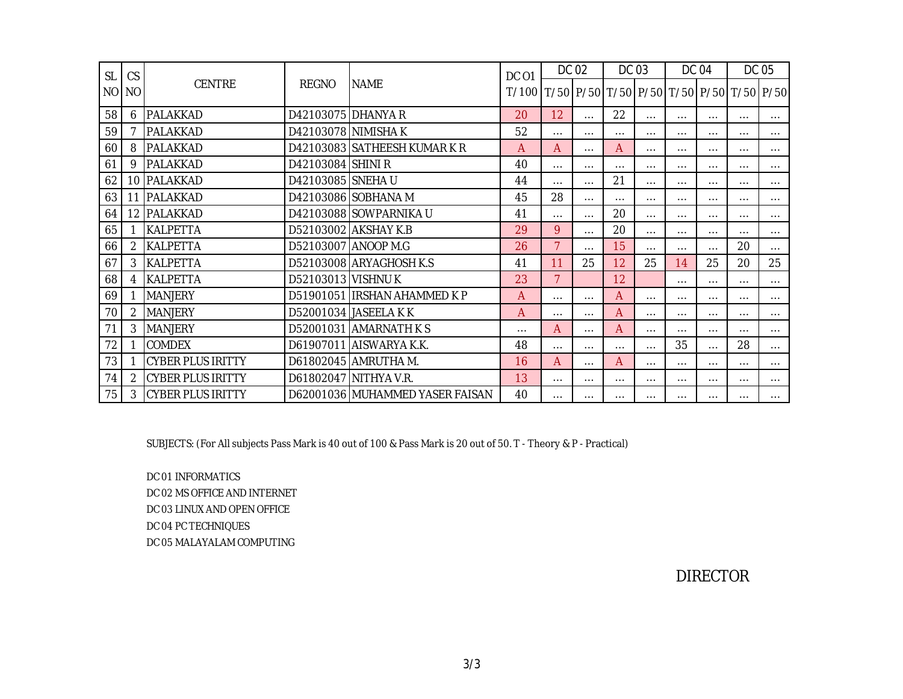| SL NO | CS NO | CENTRE | REGNO | NAME | DC O1 | DC 02 | | DC 03 | | DC 04 | | DC 05 | |
|---|---|---|---|---|---|---|---|---|---|---|---|---|---|
| | | | | | T/100 | T/50 | P/50 | T/50 | P/50 | T/50 | P/50 | T/50 | P/50 |
| 58 | 6 | PALAKKAD | D42103075 | DHANYA R | 20 | 12 | ... | 22 | ... | ... | ... | ... | ... |
| 59 | 7 | PALAKKAD | D42103078 | NIMISHA K | 52 | ... | ... | ... | ... | ... | ... | ... | ... |
| 60 | 8 | PALAKKAD | D42103083 | SATHEESH KUMAR K R | A | A | ... | A | ... | ... | ... | ... | ... |
| 61 | 9 | PALAKKAD | D42103084 | SHINI R | 40 | ... | ... | ... | ... | ... | ... | ... | ... |
| 62 | 10 | PALAKKAD | D42103085 | SNEHA U | 44 | ... | ... | 21 | ... | ... | ... | ... | ... |
| 63 | 11 | PALAKKAD | D42103086 | SOBHANA M | 45 | 28 | ... | ... | ... | ... | ... | ... | ... |
| 64 | 12 | PALAKKAD | D42103088 | SOWPARNIKA U | 41 | ... | ... | 20 | ... | ... | ... | ... | ... |
| 65 | 1 | KALPETTA | D52103002 | AKSHAY K.B | 29 | 9 | ... | 20 | ... | ... | ... | ... | ... |
| 66 | 2 | KALPETTA | D52103007 | ANOOP M.G | 26 | 7 | ... | 15 | ... | ... | ... | 20 | ... |
| 67 | 3 | KALPETTA | D52103008 | ARYAGHOSH K.S | 41 | 11 | 25 | 12 | 25 | 14 | 25 | 20 | 25 |
| 68 | 4 | KALPETTA | D52103013 | VISHNU K | 23 | 7 | | 12 | | ... | ... | ... | ... |
| 69 | 1 | MANJERY | D51901051 | IRSHAN AHAMMED K P | A | ... | ... | A | ... | ... | ... | ... | ... |
| 70 | 2 | MANJERY | D52001034 | JASEELA K K | A | ... | ... | A | ... | ... | ... | ... | ... |
| 71 | 3 | MANJERY | D52001031 | AMARNATH K S | ... | A | ... | A | ... | ... | ... | ... | ... |
| 72 | 1 | COMDEX | D61907011 | AISWARYA K.K. | 48 | ... | ... | ... | ... | 35 | ... | 28 | ... |
| 73 | 1 | CYBER PLUS IRITTY | D61802045 | AMRUTHA M. | 16 | A | ... | A | ... | ... | ... | ... | ... |
| 74 | 2 | CYBER PLUS IRITTY | D61802047 | NITHYA V.R. | 13 | ... | ... | ... | ... | ... | ... | ... | ... |
| 75 | 3 | CYBER PLUS IRITTY | D62001036 | MUHAMMED YASER FAISAN | 40 | ... | ... | ... | ... | ... | ... | ... | ... |

SUBJECTS: (For All subjects Pass Mark is 40 out of 100 & Pass Mark is 20 out of 50. T - Theory & P - Practical)

DC 01 INFORMATICS
DC 02 MS OFFICE AND INTERNET
DC 03 LINUX AND OPEN OFFICE
DC 04 PC TECHNIQUES
DC 05 MALAYALAM COMPUTING

DIRECTOR